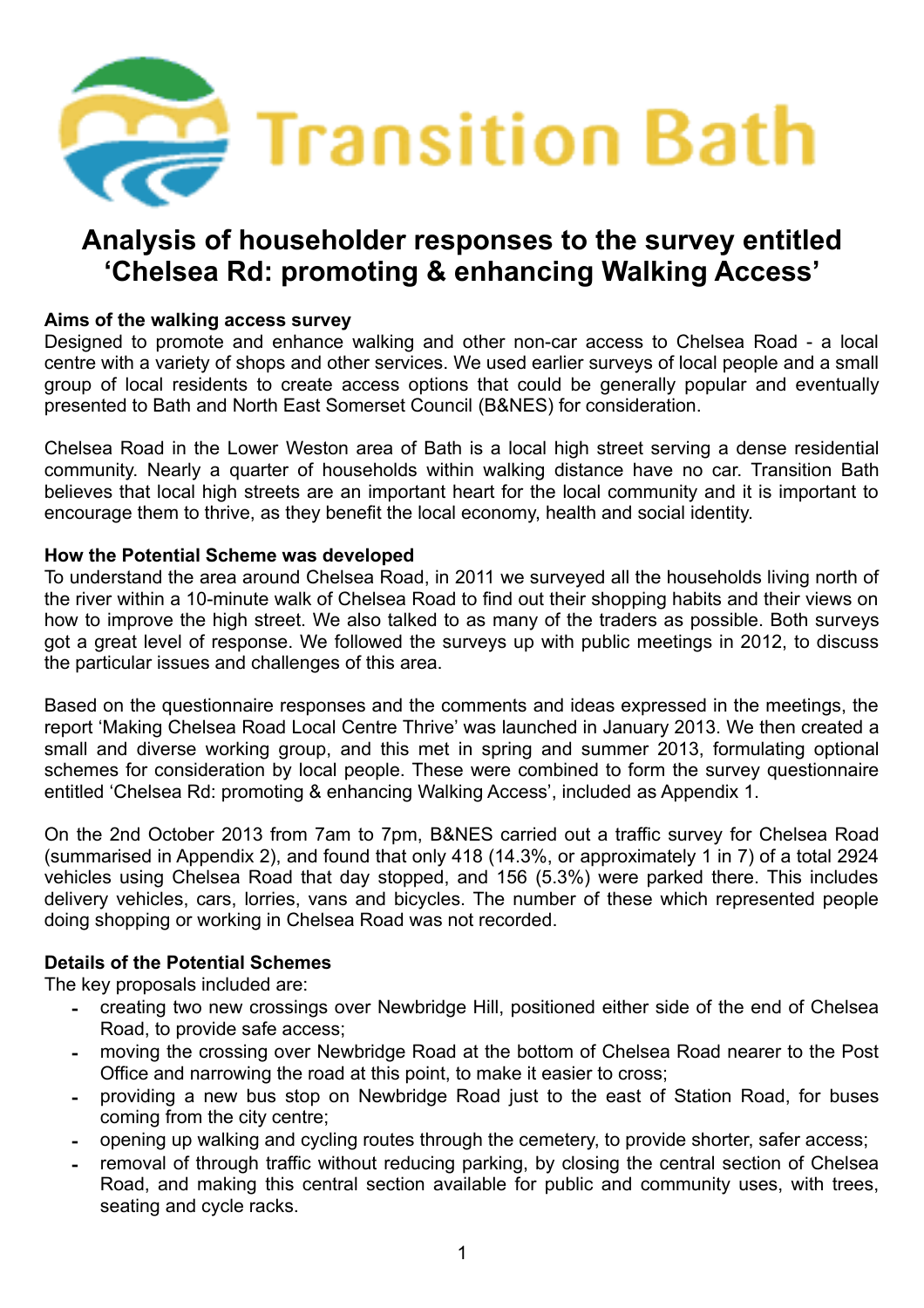Transition Bath

# Analysis of householder responses to the survey entitled 'Chelsea Rd: promoting & enhancing Walking Access'

**Aims of the walking access survey**

Designed to promote and enhance walking and other non-car access to Chelsea Road - a local centre with a variety of shops and other services. We used earlier surveys of local people and a small group of local residents to create access options that could be generally popular and eventually presented to Bath and North East Somerset Council (B&NES) for consideration.

Chelsea Road in the Lower Weston area of Bath is a local high street serving a dense residential community. Nearly a quarter of households within walking distance have no car. Transition Bath believes that local high streets are an important heart for the local community and it is important to encourage them to thrive, as they benefit the local economy, health and social identity.

**How the Potential Scheme was developed**

To understand the area around Chelsea Road, in 2011 we surveyed all the households living north of the river within a 10-minute walk of Chelsea Road to find out their shopping habits and their views on how to improve the high street. We also talked to as many of the traders as possible. Both surveys got a great level of response. We followed the surveys up with public meetings in 2012, to discuss the particular issues and challenges of this area.

Based on the questionnaire responses and the comments and ideas expressed in the meetings, the report 'Making Chelsea Road Local Centre Thrive' was launched in January 2013. We then created a small and diverse working group, and this met in spring and summer 2013, formulating optional schemes for consideration by local people. These were combined to form the survey questionnaire entitled 'Chelsea Rd: promoting & enhancing Walking Access', included as Appendix 1.

On the 2nd October 2013 from 7am to 7pm, B&NES carried out a traffic survey for Chelsea Road (summarised in Appendix 2), and found that only 418 (14.3%, or approximately 1 in 7) of a total 2924 vehicles using Chelsea Road that day stopped, and 156 (5.3%) were parked there. This includes delivery vehicles, cars, lorries, vans and bicycles. The number of these which represented people doing shopping or working in Chelsea Road was not recorded.

**Details of the Potential Schemes**

The key proposals included are:

- creating two new crossings over Newbridge Hill, positioned either side of the end of Chelsea Road, to provide safe access;
- moving the crossing over Newbridge Road at the bottom of Chelsea Road nearer to the Post Office and narrowing the road at this point, to make it easier to cross;
- providing a new bus stop on Newbridge Road just to the east of Station Road, for buses coming from the city centre;
- opening up walking and cycling routes through the cemetery, to provide shorter, safer access;
- removal of through traffic without reducing parking, by closing the central section of Chelsea Road, and making this central section available for public and community uses, with trees, seating and cycle racks.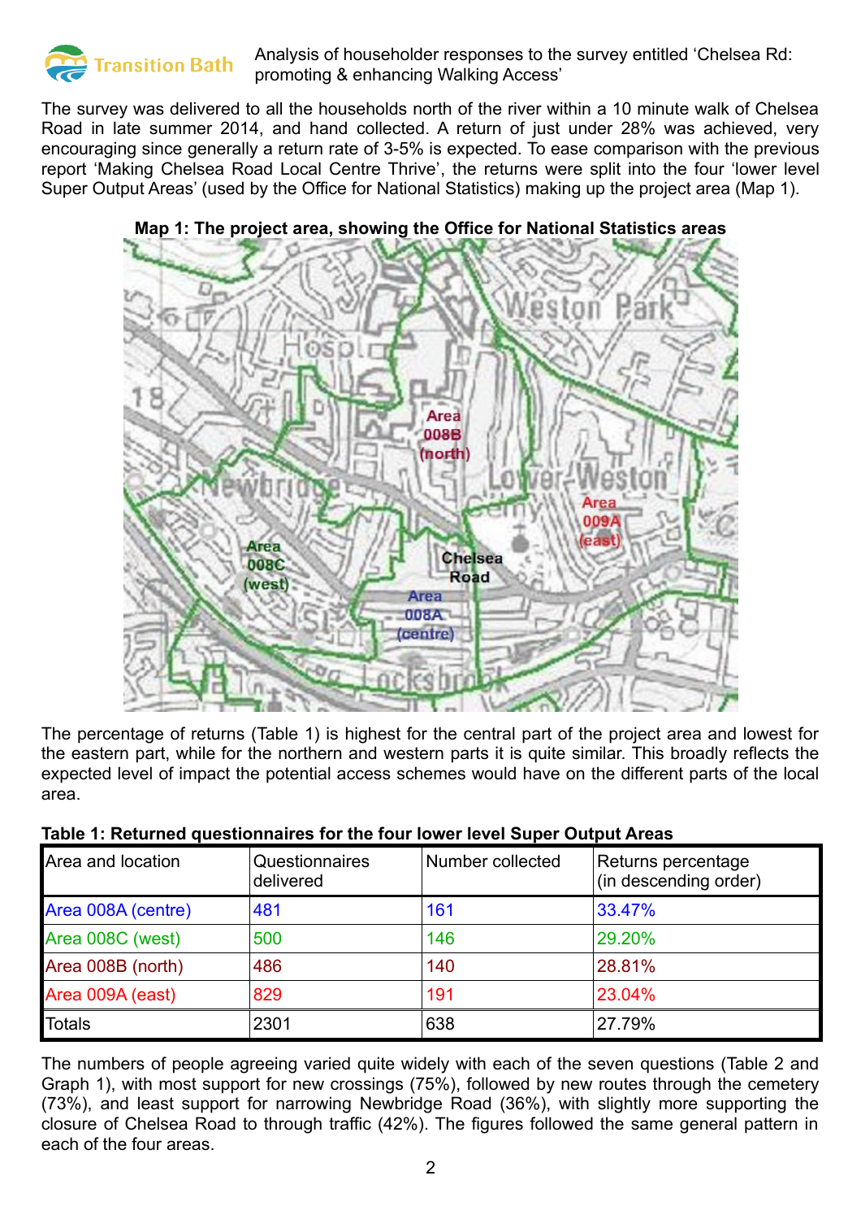Analysis of householder responses to the survey entitled 'Chelsea Rd: promoting & enhancing Walking Access'

The survey was delivered to all the households north of the river within a 10 minute walk of Chelsea Road in late summer 2014, and hand collected. A return of just under 28% was achieved, very encouraging since generally a return rate of 3-5% is expected. To ease comparison with the previous report 'Making Chelsea Road Local Centre Thrive', the returns were split into the four 'lower level Super Output Areas' (used by the Office for National Statistics) making up the project area (Map 1).

**Map 1: The project area, showing the Office for National Statistics areas**

The percentage of returns (Table 1) is highest for the central part of the project area and lowest for the eastern part, while for the northern and western parts it is quite similar. This broadly reflects the expected level of impact the potential access schemes would have on the different parts of the local area.

**Table 1: Returned questionnaires for the four lower level Super Output Areas**

| Area and location | Questionnaires delivered | Number collected | Returns percentage (in descending order) |
|---|---|---|---|
| Area 008A (centre) | 481 | 161 | 33.47% |
| Area 008C (west) | 500 | 146 | 29.20% |
| Area 008B (north) | 486 | 140 | 28.81% |
| Area 009A (east) | 829 | 191 | 23.04% |
| Totals | 2301 | 638 | 27.79% |

The numbers of people agreeing varied quite widely with each of the seven questions (Table 2 and Graph 1), with most support for new crossings (75%), followed by new routes through the cemetery (73%), and least support for narrowing Newbridge Road (36%), with slightly more supporting the closure of Chelsea Road to through traffic (42%). The figures followed the same general pattern in each of the four areas.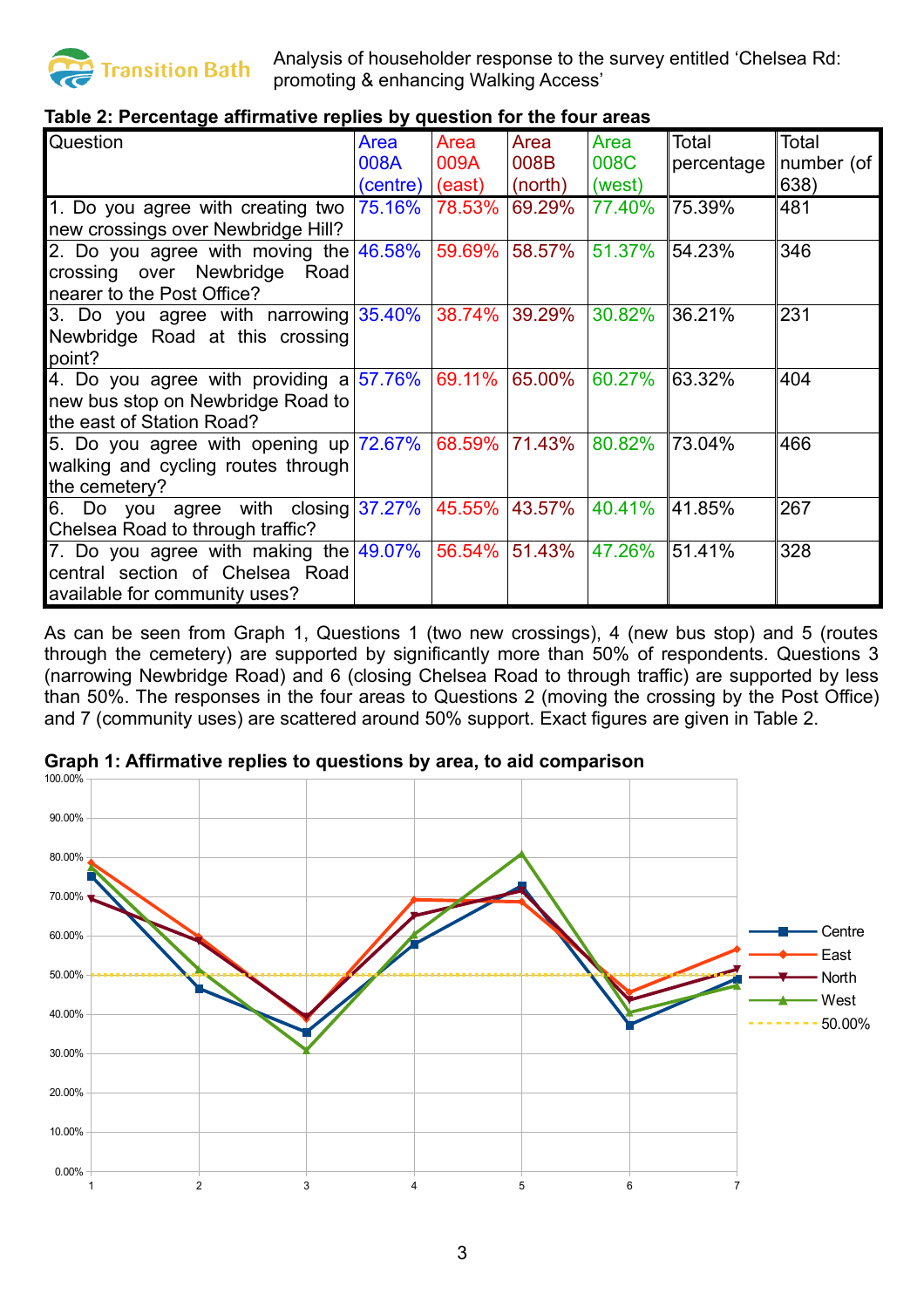Analysis of householder response to the survey entitled 'Chelsea Rd: promoting & enhancing Walking Access'

**Table 2: Percentage affirmative replies by question for the four areas**

| Question | Area 008A (centre) | Area 009A (east) | Area 008B (north) | Area 008C (west) | Total percentage | Total number (of 638) |
|---|---|---|---|---|---|---|
| 1. Do you agree with creating two new crossings over Newbridge Hill? | 75.16% | 78.53% | 69.29% | 77.40% | 75.39% | 481 |
| 2. Do you agree with moving the crossing over Newbridge Road nearer to the Post Office? | 46.58% | 59.69% | 58.57% | 51.37% | 54.23% | 346 |
| 3. Do you agree with narrowing Newbridge Road at this crossing point? | 35.40% | 38.74% | 39.29% | 30.82% | 36.21% | 231 |
| 4. Do you agree with providing a new bus stop on Newbridge Road to the east of Station Road? | 57.76% | 69.11% | 65.00% | 60.27% | 63.32% | 404 |
| 5. Do you agree with opening up walking and cycling routes through the cemetery? | 72.67% | 68.59% | 71.43% | 80.82% | 73.04% | 466 |
| 6. Do you agree with closing Chelsea Road to through traffic? | 37.27% | 45.55% | 43.57% | 40.41% | 41.85% | 267 |
| 7. Do you agree with making the central section of Chelsea Road available for community uses? | 49.07% | 56.54% | 51.43% | 47.26% | 51.41% | 328 |

As can be seen from Graph 1, Questions 1 (two new crossings), 4 (new bus stop) and 5 (routes through the cemetery) are supported by significantly more than 50% of respondents. Questions 3 (narrowing Newbridge Road) and 6 (closing Chelsea Road to through traffic) are supported by less than 50%. The responses in the four areas to Questions 2 (moving the crossing by the Post Office) and 7 (community uses) are scattered around 50% support. Exact figures are given in Table 2.

**Graph 1: Affirmative replies to questions by area, to aid comparison**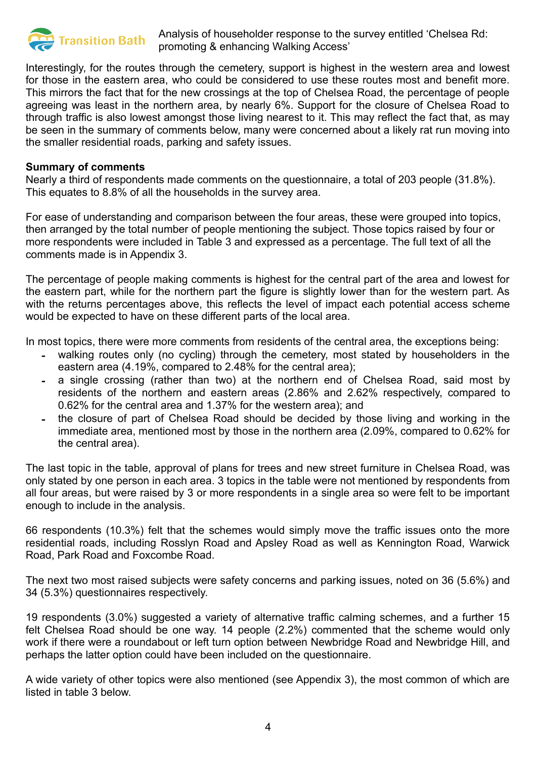Interestingly, for the routes through the cemetery, support is highest in the western area and lowest for those in the eastern area, who could be considered to use these routes most and benefit more. This mirrors the fact that for the new crossings at the top of Chelsea Road, the percentage of people agreeing was least in the northern area, by nearly 6%. Support for the closure of Chelsea Road to through traffic is also lowest amongst those living nearest to it. This may reflect the fact that, as may be seen in the summary of comments below, many were concerned about a likely rat run moving into the smaller residential roads, parking and safety issues.

**Summary of comments**

Nearly a third of respondents made comments on the questionnaire, a total of 203 people (31.8%). This equates to 8.8% of all the households in the survey area.

For ease of understanding and comparison between the four areas, these were grouped into topics, then arranged by the total number of people mentioning the subject. Those topics raised by four or more respondents were included in Table 3 and expressed as a percentage. The full text of all the comments made is in Appendix 3.

The percentage of people making comments is highest for the central part of the area and lowest for the eastern part, while for the northern part the figure is slightly lower than for the western part. As with the returns percentages above, this reflects the level of impact each potential access scheme would be expected to have on these different parts of the local area.

In most topics, there were more comments from residents of the central area, the exceptions being:

- walking routes only (no cycling) through the cemetery, most stated by householders in the eastern area (4.19%, compared to 2.48% for the central area);
- a single crossing (rather than two) at the northern end of Chelsea Road, said most by residents of the northern and eastern areas (2.86% and 2.62% respectively, compared to 0.62% for the central area and 1.37% for the western area); and
- the closure of part of Chelsea Road should be decided by those living and working in the immediate area, mentioned most by those in the northern area (2.09%, compared to 0.62% for the central area).

The last topic in the table, approval of plans for trees and new street furniture in Chelsea Road, was only stated by one person in each area. 3 topics in the table were not mentioned by respondents from all four areas, but were raised by 3 or more respondents in a single area so were felt to be important enough to include in the analysis.

66 respondents (10.3%) felt that the schemes would simply move the traffic issues onto the more residential roads, including Rosslyn Road and Apsley Road as well as Kennington Road, Warwick Road, Park Road and Foxcombe Road.

The next two most raised subjects were safety concerns and parking issues, noted on 36 (5.6%) and 34 (5.3%) questionnaires respectively.

19 respondents (3.0%) suggested a variety of alternative traffic calming schemes, and a further 15 felt Chelsea Road should be one way. 14 people (2.2%) commented that the scheme would only work if there were a roundabout or left turn option between Newbridge Road and Newbridge Hill, and perhaps the latter option could have been included on the questionnaire.

A wide variety of other topics were also mentioned (see Appendix 3), the most common of which are listed in table 3 below.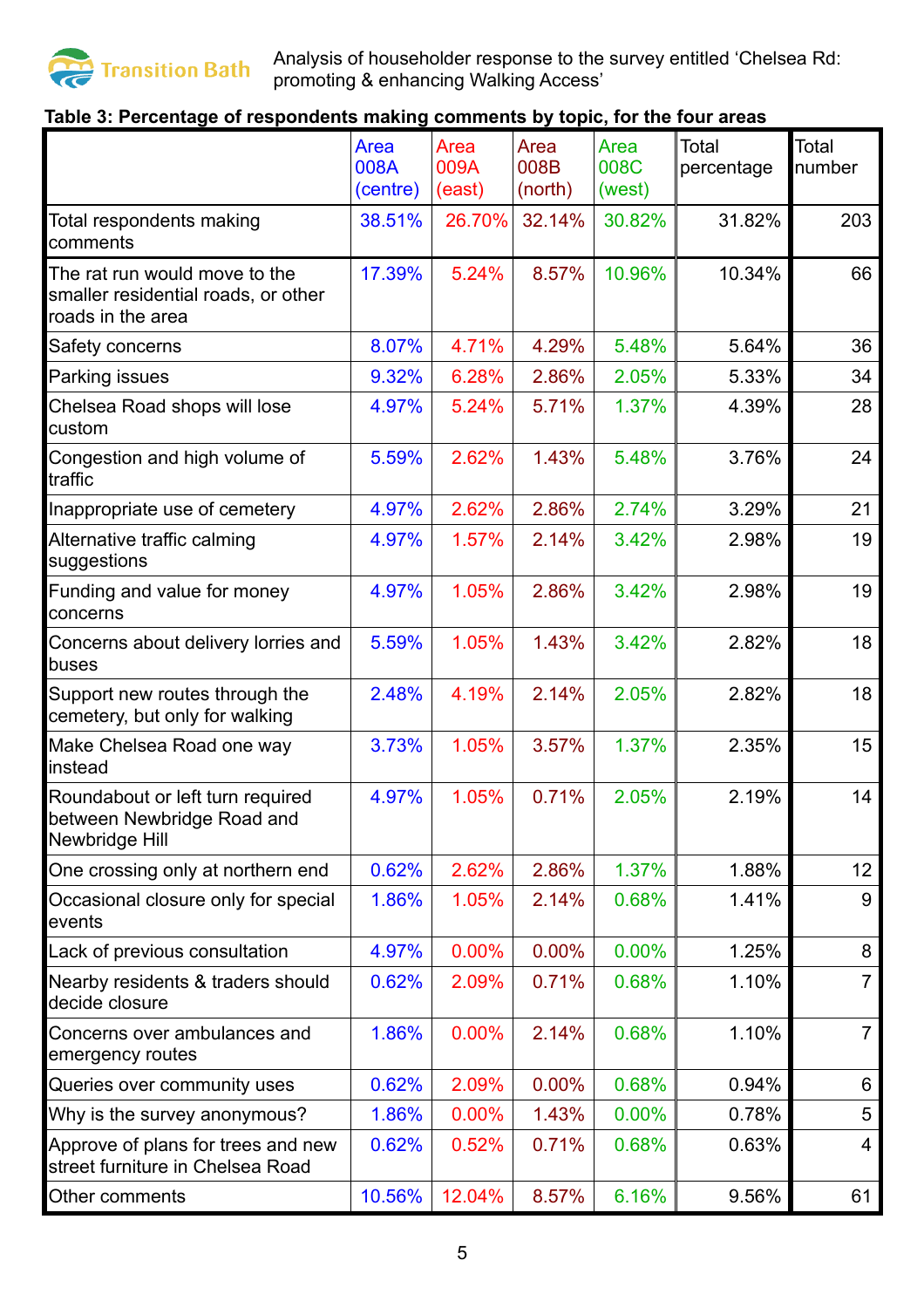Analysis of householder response to the survey entitled 'Chelsea Rd: promoting & enhancing Walking Access'

**Table 3: Percentage of respondents making comments by topic, for the four areas**

| | Area 008A (centre) | Area 009A (east) | Area 008B (north) | Area 008C (west) | Total percentage | Total number |
|---|---|---|---|---|---|---|
| Total respondents making comments | 38.51% | 26.70% | 32.14% | 30.82% | 31.82% | 203 |
| The rat run would move to the smaller residential roads, or other roads in the area | 17.39% | 5.24% | 8.57% | 10.96% | 10.34% | 66 |
| Safety concerns | 8.07% | 4.71% | 4.29% | 5.48% | 5.64% | 36 |
| Parking issues | 9.32% | 6.28% | 2.86% | 2.05% | 5.33% | 34 |
| Chelsea Road shops will lose custom | 4.97% | 5.24% | 5.71% | 1.37% | 4.39% | 28 |
| Congestion and high volume of traffic | 5.59% | 2.62% | 1.43% | 5.48% | 3.76% | 24 |
| Inappropriate use of cemetery | 4.97% | 2.62% | 2.86% | 2.74% | 3.29% | 21 |
| Alternative traffic calming suggestions | 4.97% | 1.57% | 2.14% | 3.42% | 2.98% | 19 |
| Funding and value for money concerns | 4.97% | 1.05% | 2.86% | 3.42% | 2.98% | 19 |
| Concerns about delivery lorries and buses | 5.59% | 1.05% | 1.43% | 3.42% | 2.82% | 18 |
| Support new routes through the cemetery, but only for walking | 2.48% | 4.19% | 2.14% | 2.05% | 2.82% | 18 |
| Make Chelsea Road one way instead | 3.73% | 1.05% | 3.57% | 1.37% | 2.35% | 15 |
| Roundabout or left turn required between Newbridge Road and Newbridge Hill | 4.97% | 1.05% | 0.71% | 2.05% | 2.19% | 14 |
| One crossing only at northern end | 0.62% | 2.62% | 2.86% | 1.37% | 1.88% | 12 |
| Occasional closure only for special events | 1.86% | 1.05% | 2.14% | 0.68% | 1.41% | 9 |
| Lack of previous consultation | 4.97% | 0.00% | 0.00% | 0.00% | 1.25% | 8 |
| Nearby residents & traders should decide closure | 0.62% | 2.09% | 0.71% | 0.68% | 1.10% | 7 |
| Concerns over ambulances and emergency routes | 1.86% | 0.00% | 2.14% | 0.68% | 1.10% | 7 |
| Queries over community uses | 0.62% | 2.09% | 0.00% | 0.68% | 0.94% | 6 |
| Why is the survey anonymous? | 1.86% | 0.00% | 1.43% | 0.00% | 0.78% | 5 |
| Approve of plans for trees and new street furniture in Chelsea Road | 0.62% | 0.52% | 0.71% | 0.68% | 0.63% | 4 |
| Other comments | 10.56% | 12.04% | 8.57% | 6.16% | 9.56% | 61 |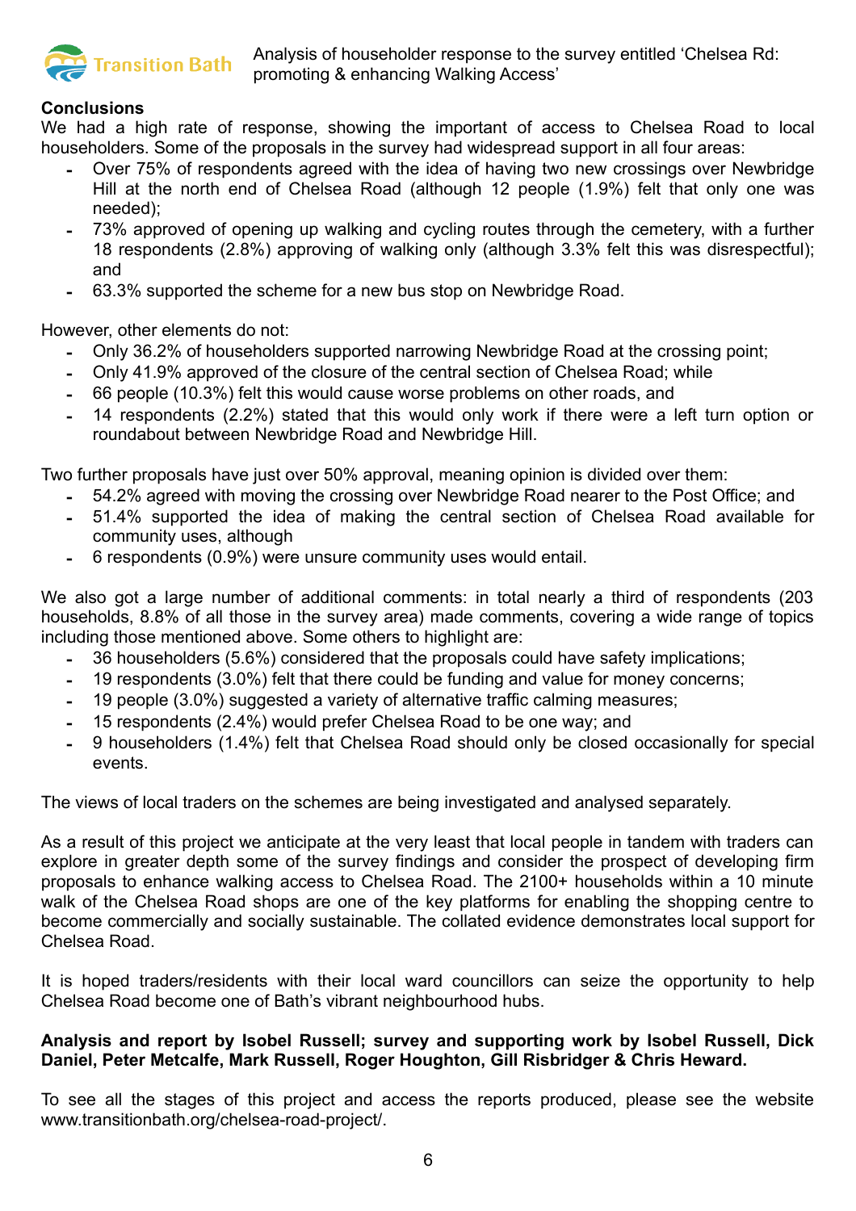Analysis of householder response to the survey entitled 'Chelsea Rd: promoting & enhancing Walking Access'

**Conclusions**

We had a high rate of response, showing the important of access to Chelsea Road to local householders. Some of the proposals in the survey had widespread support in all four areas:

- Over 75% of respondents agreed with the idea of having two new crossings over Newbridge Hill at the north end of Chelsea Road (although 12 people (1.9%) felt that only one was needed);
- 73% approved of opening up walking and cycling routes through the cemetery, with a further 18 respondents (2.8%) approving of walking only (although 3.3% felt this was disrespectful); and
- 63.3% supported the scheme for a new bus stop on Newbridge Road.

However, other elements do not:

- Only 36.2% of householders supported narrowing Newbridge Road at the crossing point;
- Only 41.9% approved of the closure of the central section of Chelsea Road; while
- 66 people (10.3%) felt this would cause worse problems on other roads, and
- 14 respondents (2.2%) stated that this would only work if there were a left turn option or roundabout between Newbridge Road and Newbridge Hill.

Two further proposals have just over 50% approval, meaning opinion is divided over them:

- 54.2% agreed with moving the crossing over Newbridge Road nearer to the Post Office; and
- 51.4% supported the idea of making the central section of Chelsea Road available for community uses, although
- 6 respondents (0.9%) were unsure community uses would entail.

We also got a large number of additional comments: in total nearly a third of respondents (203 households, 8.8% of all those in the survey area) made comments, covering a wide range of topics including those mentioned above. Some others to highlight are:

- 36 householders (5.6%) considered that the proposals could have safety implications;
- 19 respondents (3.0%) felt that there could be funding and value for money concerns;
- 19 people (3.0%) suggested a variety of alternative traffic calming measures;
- 15 respondents (2.4%) would prefer Chelsea Road to be one way; and
- 9 householders (1.4%) felt that Chelsea Road should only be closed occasionally for special events.

The views of local traders on the schemes are being investigated and analysed separately.

As a result of this project we anticipate at the very least that local people in tandem with traders can explore in greater depth some of the survey findings and consider the prospect of developing firm proposals to enhance walking access to Chelsea Road. The 2100+ households within a 10 minute walk of the Chelsea Road shops are one of the key platforms for enabling the shopping centre to become commercially and socially sustainable. The collated evidence demonstrates local support for Chelsea Road.

It is hoped traders/residents with their local ward councillors can seize the opportunity to help Chelsea Road become one of Bath's vibrant neighbourhood hubs.

**Analysis and report by Isobel Russell; survey and supporting work by Isobel Russell, Dick Daniel, Peter Metcalfe, Mark Russell, Roger Houghton, Gill Risbridger & Chris Heward.**

To see all the stages of this project and access the reports produced, please see the website www.transitionbath.org/chelsea-road-project/.